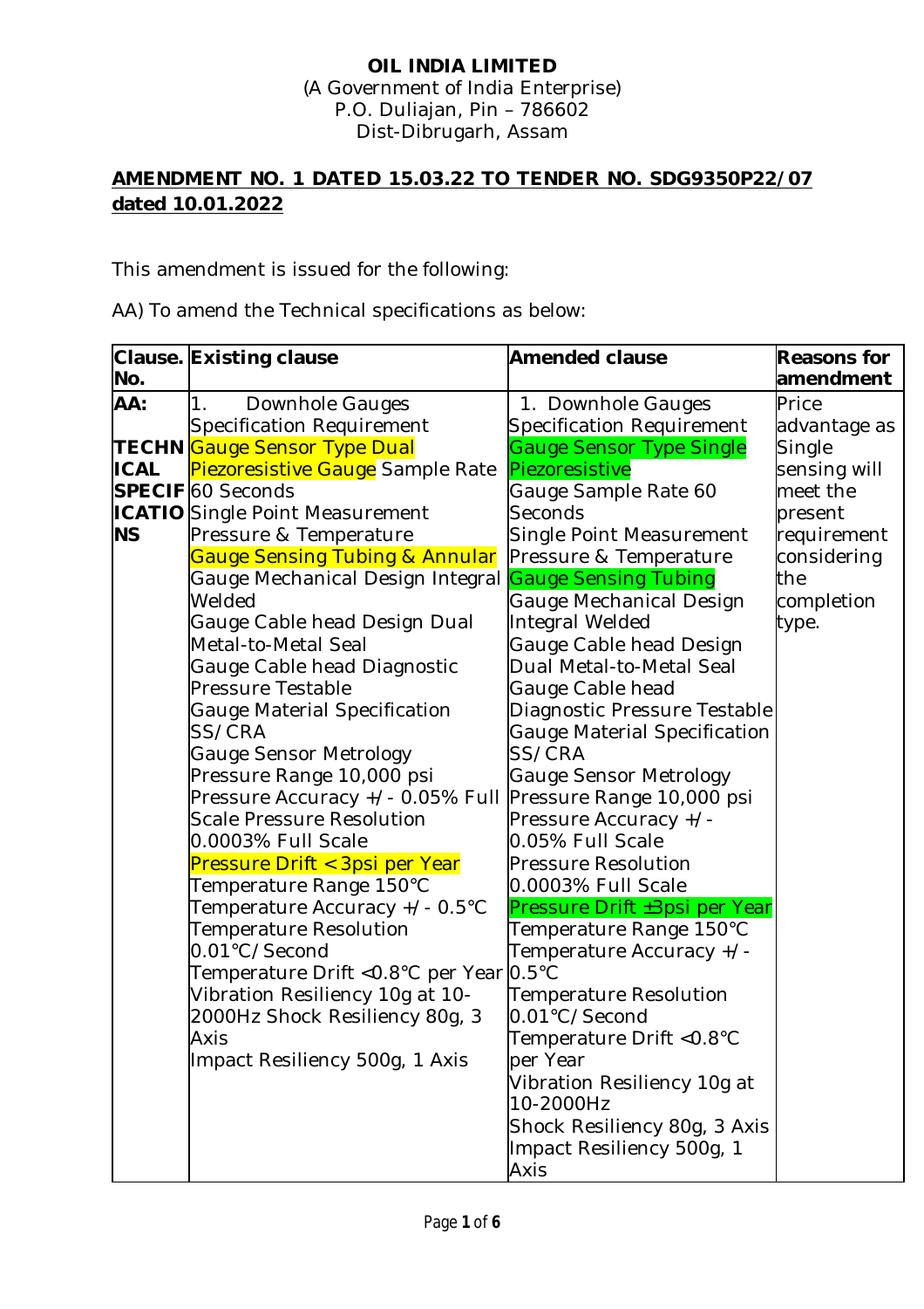**OIL INDIA LIMITED**
(A Government of India Enterprise)
P.O. Duliajan, Pin – 786602
Dist-Dibrugarh, Assam

**AMENDMENT NO. 1 DATED 15.03.22 TO TENDER NO. SDG9350P22/07 dated 10.01.2022**

This amendment is issued for the following:

AA) To amend the Technical specifications as below:

| Clause. No. | Existing clause | Amended clause | Reasons for amendment |
|---|---|---|---|
| **AA: TECHNICAL SPECIFICATIONS** | 1. Downhole Gauges Specification Requirement<br>Gauge Sensor Type Dual Piezoresistive Gauge Sample Rate 60 Seconds<br>Single Point Measurement Pressure & Temperature<br>Gauge Sensing Tubing & Annular<br>Gauge Mechanical Design Integral Welded<br>Gauge Cable head Design Dual Metal-to-Metal Seal<br>Gauge Cable head Diagnostic Pressure Testable<br>Gauge Material Specification SS/CRA<br>Gauge Sensor Metrology<br>Pressure Range 10,000 psi<br>Pressure Accuracy +/- 0.05% Full Scale Pressure Resolution 0.0003% Full Scale<br>Pressure Drift < 3psi per Year<br>Temperature Range 150°C<br>Temperature Accuracy +/- 0.5°C<br>Temperature Resolution 0.01°C/Second<br>Temperature Drift <0.8°C per Year<br>Vibration Resiliency 10g at 10-2000Hz Shock Resiliency 80g, 3 Axis<br>Impact Resiliency 500g, 1 Axis | 1. Downhole Gauges Specification Requirement<br>Gauge Sensor Type Single Piezoresistive<br>Gauge Sample Rate 60 Seconds<br>Single Point Measurement Pressure & Temperature<br>Gauge Sensing Tubing<br>Gauge Mechanical Design Integral Welded<br>Gauge Cable head Design Dual Metal-to-Metal Seal<br>Gauge Cable head Diagnostic Pressure Testable<br>Gauge Material Specification SS/CRA<br>Gauge Sensor Metrology<br>Pressure Range 10,000 psi<br>Pressure Accuracy +/- 0.05% Full Scale<br>Pressure Resolution 0.0003% Full Scale<br>Pressure Drift ±3psi per Year<br>Temperature Range 150°C<br>Temperature Accuracy +/- 0.5°C<br>Temperature Resolution 0.01°C/Second<br>Temperature Drift <0.8°C per Year<br>Vibration Resiliency 10g at 10-2000Hz<br>Shock Resiliency 80g, 3 Axis<br>Impact Resiliency 500g, 1 Axis | Price advantage as Single sensing will meet the present requirement considering the completion type. |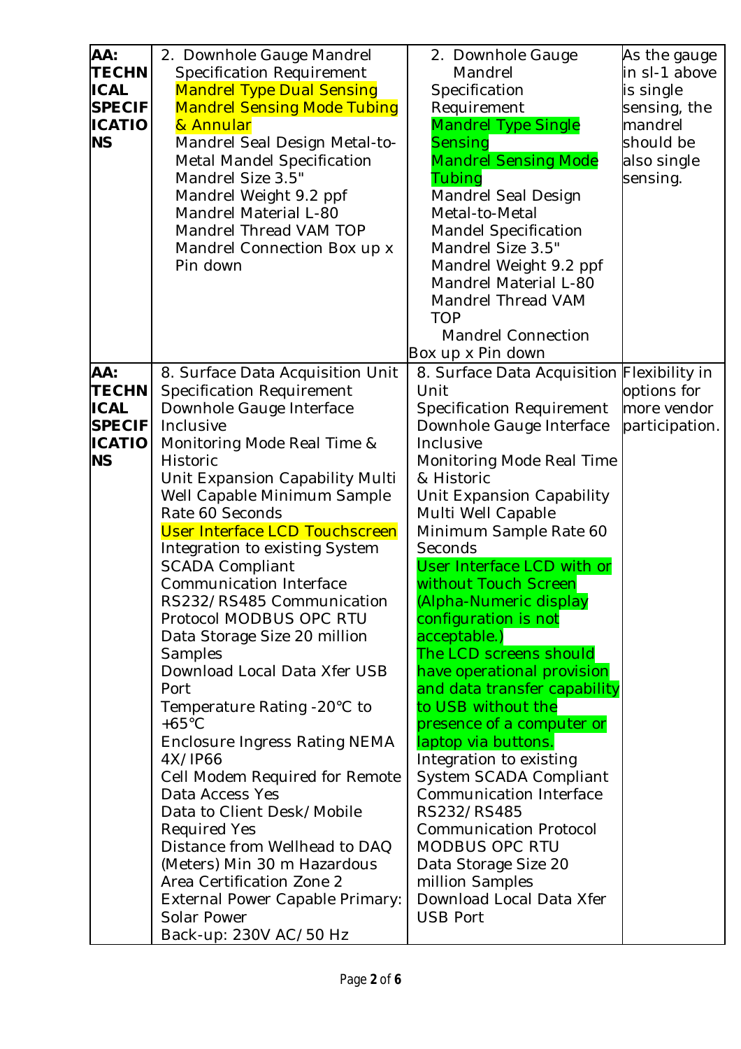| AA: TECHNICAL SPECIFICATIONS | 2. Downhole Gauge Mandrel Specification Requirement<br>Mandrel Type Dual Sensing<br>Mandrel Sensing Mode Tubing & Annular<br>Mandrel Seal Design Metal-to-Metal Mandel Specification<br>Mandrel Size 3.5"<br>Mandrel Weight 9.2 ppf<br>Mandrel Material L-80<br>Mandrel Thread VAM TOP<br>Mandrel Connection Box up x Pin down | 2. Downhole Gauge Mandrel Specification Requirement<br>Mandrel Type Single Sensing<br>Mandrel Sensing Mode Tubing<br>Mandrel Seal Design Metal-to-Metal<br>Mandel Specification<br>Mandrel Size 3.5"<br>Mandrel Weight 9.2 ppf<br>Mandrel Material L-80<br>Mandrel Thread VAM TOP<br>Mandrel Connection Box up x Pin down | As the gauge in sl-1 above is single sensing, the mandrel should be also single sensing. |
|---|---|---|---|
| AA: TECHNICAL SPECIFICATIONS | 8. Surface Data Acquisition Unit Specification Requirement<br>Downhole Gauge Interface Inclusive<br>Monitoring Mode Real Time & Historic<br>Unit Expansion Capability Multi Well Capable Minimum Sample Rate 60 Seconds<br>User Interface LCD Touchscreen<br>Integration to existing System SCADA Compliant<br>Communication Interface RS232/RS485 Communication Protocol MODBUS OPC RTU<br>Data Storage Size 20 million Samples<br>Download Local Data Xfer USB Port<br>Temperature Rating -20°C to +65°C<br>Enclosure Ingress Rating NEMA 4X/IP66<br>Cell Modem Required for Remote Data Access Yes<br>Data to Client Desk/Mobile Required Yes<br>Distance from Wellhead to DAQ (Meters) Min 30 m Hazardous Area Certification Zone 2<br>External Power Capable Primary: Solar Power<br>Back-up: 230V AC/50 Hz | 8. Surface Data Acquisition Unit<br>Specification Requirement<br>Downhole Gauge Interface Inclusive<br>Monitoring Mode Real Time & Historic<br>Unit Expansion Capability Multi Well Capable<br>Minimum Sample Rate 60 Seconds<br>User Interface LCD with or without Touch Screen (Alpha-Numeric display configuration is not acceptable.)<br>The LCD screens should have operational provision and data transfer capability to USB without the presence of a computer or laptop via buttons.<br>Integration to existing System SCADA Compliant<br>Communication Interface RS232/RS485<br>Communication Protocol MODBUS OPC RTU<br>Data Storage Size 20 million Samples<br>Download Local Data Xfer USB Port | Flexibility in options for more vendor participation. |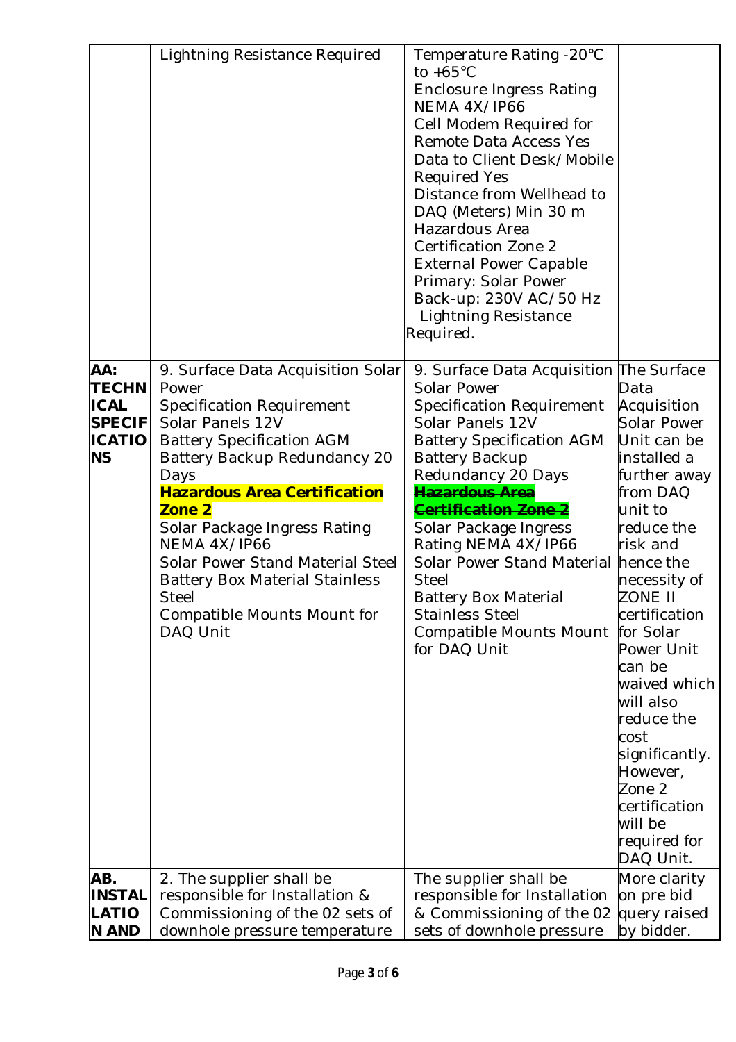| | | | |
|---|---|---|---|
| | Lightning Resistance Required | Temperature Rating -20°C to +65°C<br>Enclosure Ingress Rating NEMA 4X/IP66<br>Cell Modem Required for Remote Data Access Yes<br>Data to Client Desk/Mobile Required Yes<br>Distance from Wellhead to DAQ (Meters) Min 30 m<br>Hazardous Area Certification Zone 2<br>External Power Capable Primary: Solar Power Back-up: 230V AC/50 Hz<br>Lightning Resistance Required. | |
| **AA: TECHNICAL SPECIFICATIONS** | 9. Surface Data Acquisition Solar Power<br>Specification Requirement<br>Solar Panels 12V<br>Battery Specification AGM<br>Battery Backup Redundancy 20 Days<br>**Hazardous Area Certification Zone 2**<br>Solar Package Ingress Rating NEMA 4X/IP66<br>Solar Power Stand Material Steel<br>Battery Box Material Stainless Steel<br>Compatible Mounts Mount for DAQ Unit | 9. Surface Data Acquisition Solar Power<br>Specification Requirement<br>Solar Panels 12V<br>Battery Specification AGM<br>Battery Backup Redundancy 20 Days<br>~~**Hazardous Area Certification Zone 2**~~<br>Solar Package Ingress Rating NEMA 4X/IP66<br>Solar Power Stand Material Steel<br>Battery Box Material Stainless Steel<br>Compatible Mounts Mount for DAQ Unit | The Surface Data Acquisition Solar Power Unit can be installed a further away from DAQ unit to reduce the risk and hence the necessity of ZONE II certification for Solar Power Unit can be waived which will also reduce the cost significantly. However, Zone 2 certification will be required for DAQ Unit. |
| **AB. INSTALLATION AND** | 2. The supplier shall be responsible for Installation & Commissioning of the 02 sets of downhole pressure temperature | The supplier shall be responsible for Installation & Commissioning of the 02 sets of downhole pressure | More clarity on pre bid query raised by bidder. |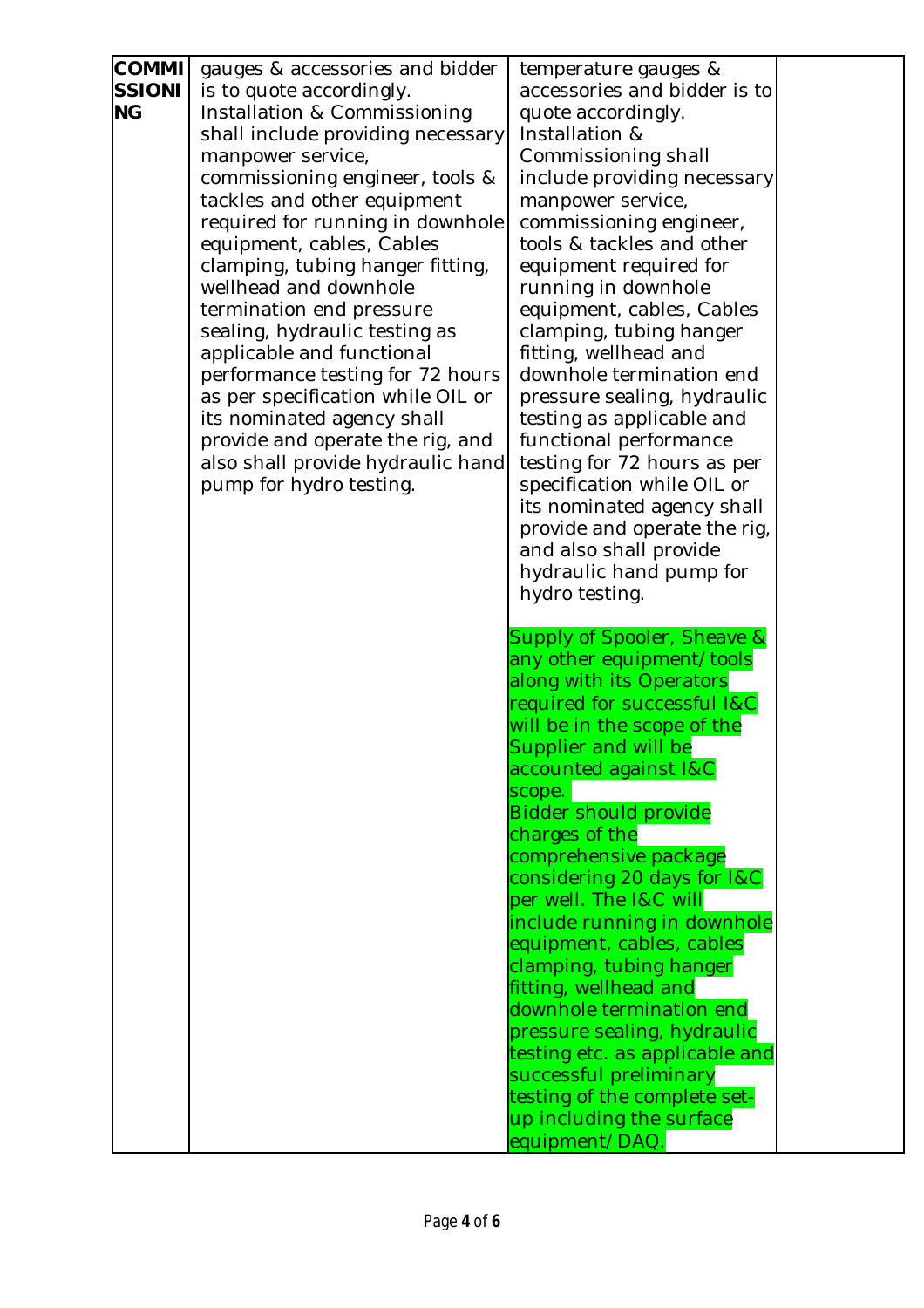| | | | |
|---|---|---|---|
| **COMMISSIONING** | gauges & accessories and bidder is to quote accordingly. Installation & Commissioning shall include providing necessary manpower service, commissioning engineer, tools & tackles and other equipment required for running in downhole equipment, cables, Cables clamping, tubing hanger fitting, wellhead and downhole termination end pressure sealing, hydraulic testing as applicable and functional performance testing for 72 hours as per specification while OIL or its nominated agency shall provide and operate the rig, and also shall provide hydraulic hand pump for hydro testing. | temperature gauges & accessories and bidder is to quote accordingly. Installation & Commissioning shall include providing necessary manpower service, commissioning engineer, tools & tackles and other equipment required for running in downhole equipment, cables, Cables clamping, tubing hanger fitting, wellhead and downhole termination end pressure sealing, hydraulic testing as applicable and functional performance testing for 72 hours as per specification while OIL or its nominated agency shall provide and operate the rig, and also shall provide hydraulic hand pump for hydro testing.<br><br>Supply of Spooler, Sheave & any other equipment/tools along with its Operators required for successful I&C will be in the scope of the Supplier and will be accounted against I&C scope.<br>Bidder should provide charges of the comprehensive package considering 20 days for I&C per well. The I&C will include running in downhole equipment, cables, cables clamping, tubing hanger fitting, wellhead and downhole termination end pressure sealing, hydraulic testing etc. as applicable and successful preliminary testing of the complete set-up including the surface equipment/DAQ. | |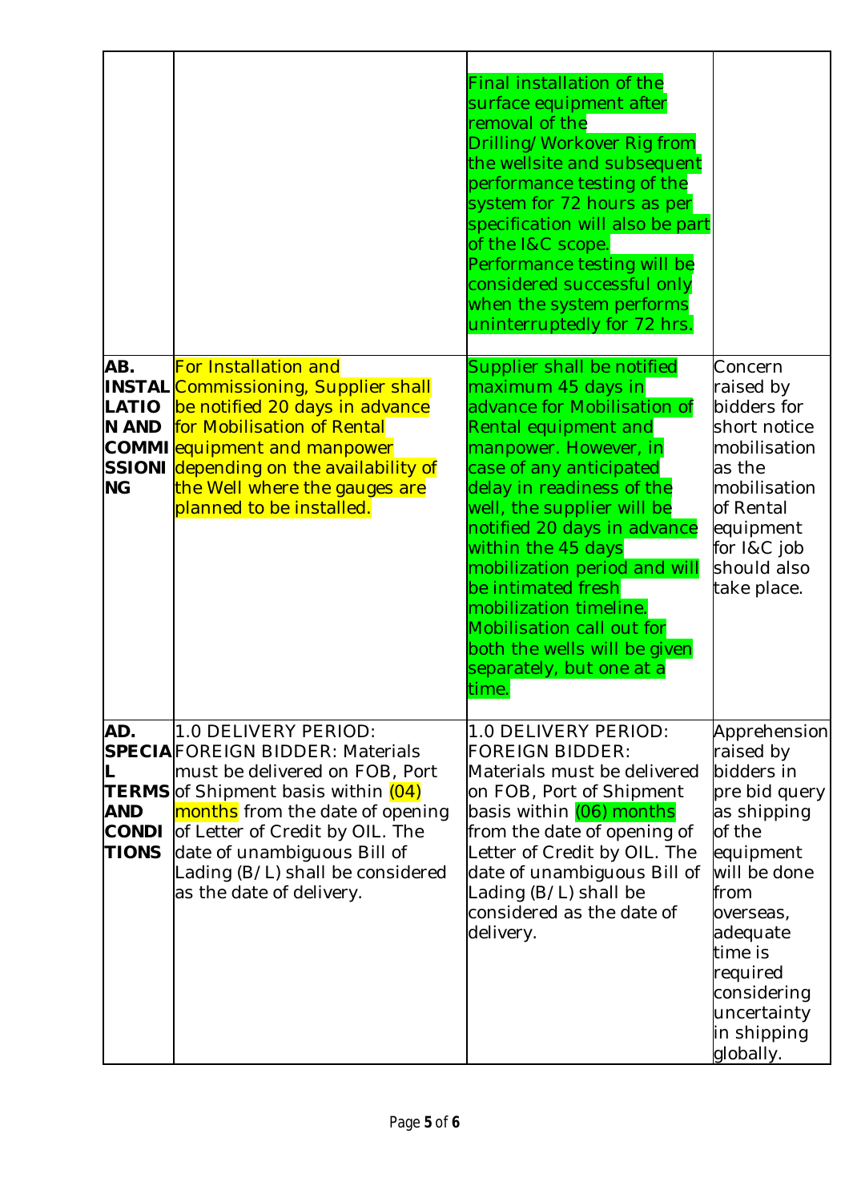| | | | |
|---|---|---|---|
| | | Final installation of the surface equipment after removal of the Drilling/Workover Rig from the wellsite and subsequent performance testing of the system for 72 hours as per specification will also be part of the I&C scope. Performance testing will be considered successful only when the system performs uninterruptedly for 72 hrs. | |
| **AB. INSTALLATION AND COMMISSIONING** | For Installation and Commissioning, Supplier shall be notified 20 days in advance for Mobilisation of Rental equipment and manpower depending on the availability of the Well where the gauges are planned to be installed. | Supplier shall be notified maximum 45 days in advance for Mobilisation of Rental equipment and manpower. However, in case of any anticipated delay in readiness of the well, the supplier will be notified 20 days in advance within the 45 days mobilization period and will be intimated fresh mobilization timeline. Mobilisation call out for both the wells will be given separately, but one at a time. | Concern raised by bidders for short notice mobilisation as the mobilisation of Rental equipment for I&C job should also take place. |
| **AD. SPECIAL TERMS AND CONDITIONS** | 1.0 DELIVERY PERIOD: FOREIGN BIDDER: Materials must be delivered on FOB, Port of Shipment basis within (04) months from the date of opening of Letter of Credit by OIL. The date of unambiguous Bill of Lading (B/L) shall be considered as the date of delivery. | 1.0 DELIVERY PERIOD: FOREIGN BIDDER: Materials must be delivered on FOB, Port of Shipment basis within (06) months from the date of opening of Letter of Credit by OIL. The date of unambiguous Bill of Lading (B/L) shall be considered as the date of delivery. | Apprehension raised by bidders in pre bid query as shipping of the equipment will be done from overseas, adequate time is required considering uncertainty in shipping globally. |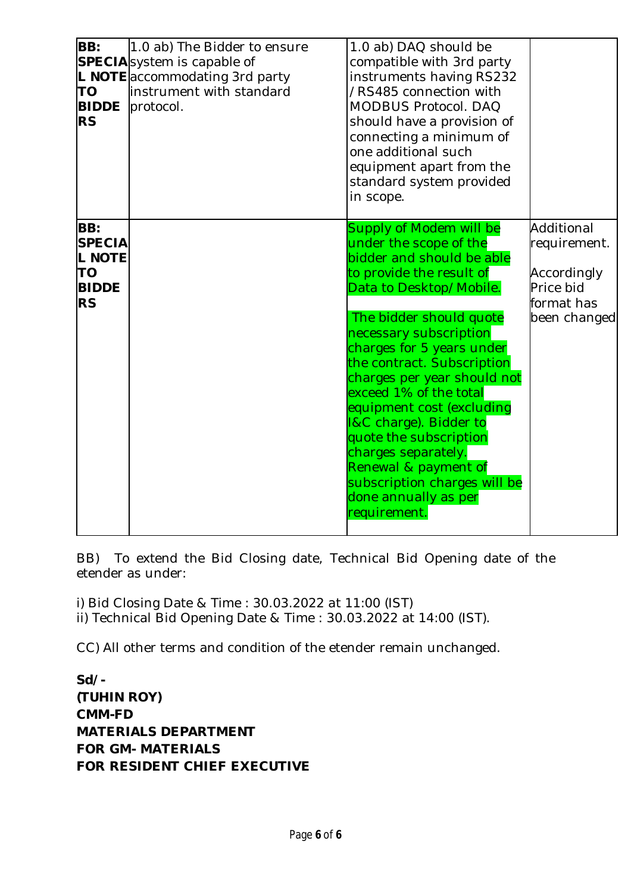| | | | |
|---|---|---|---|
| **BB: SPECIAL NOTE TO BIDDERS** | 1.0 ab) The Bidder to ensure system is capable of accommodating 3rd party instrument with standard protocol. | 1.0 ab) DAQ should be compatible with 3rd party instruments having RS232 /RS485 connection with MODBUS Protocol. DAQ should have a provision of connecting a minimum of one additional such equipment apart from the standard system provided in scope. | |
| **BB: SPECIAL NOTE TO BIDDERS** | | Supply of Modem will be under the scope of the bidder and should be able to provide the result of Data to Desktop/Mobile.<br><br>The bidder should quote necessary subscription charges for 5 years under the contract. Subscription charges per year should not exceed 1% of the total equipment cost (excluding I&C charge). Bidder to quote the subscription charges separately. Renewal & payment of subscription charges will be done annually as per requirement. | Additional requirement.<br><br>Accordingly Price bid format has been changed |

BB) To extend the Bid Closing date, Technical Bid Opening date of the etender as under:

i) Bid Closing Date & Time : 30.03.2022 at 11:00 (IST)
ii) Technical Bid Opening Date & Time : 30.03.2022 at 14:00 (IST).

CC) All other terms and condition of the etender remain unchanged.

**Sd/-**
**(TUHIN ROY)**
**CMM-FD**
**MATERIALS DEPARTMENT**
**FOR GM- MATERIALS**
**FOR RESIDENT CHIEF EXECUTIVE**